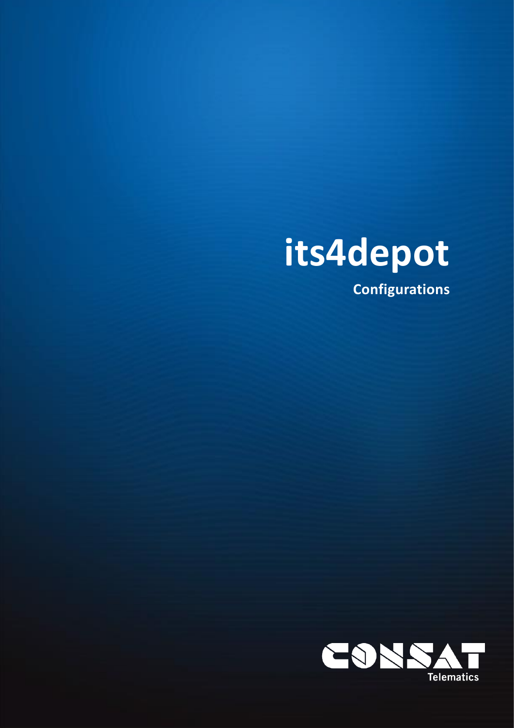# its4depot

**Configurations**

CONSAT

Telematics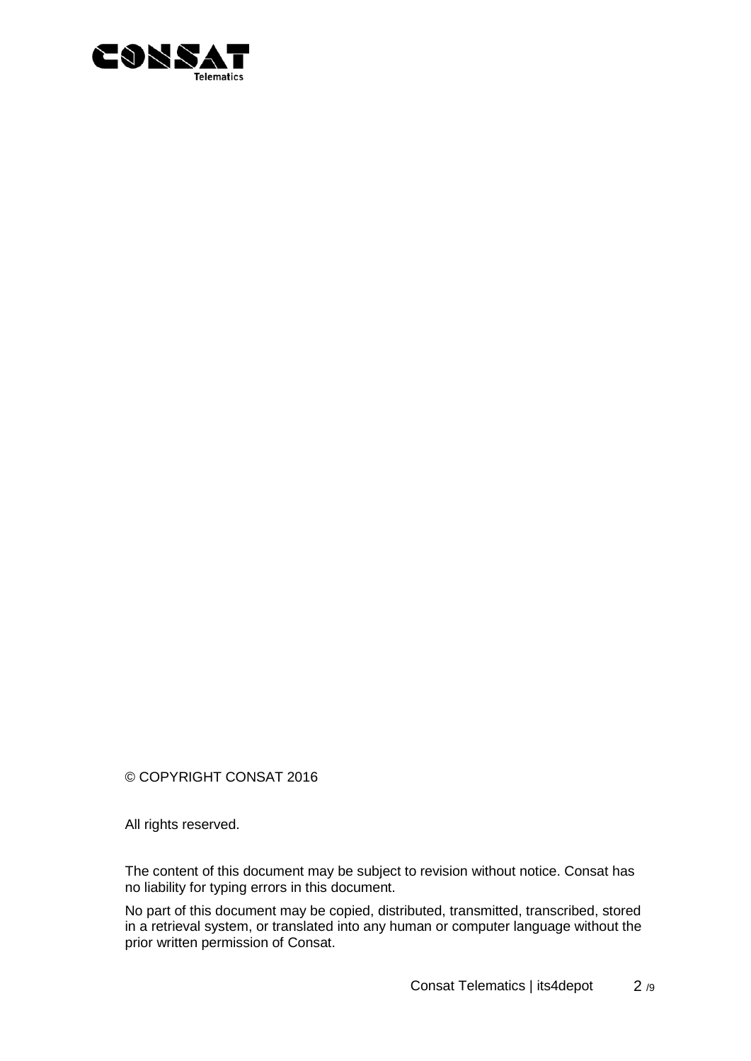© COPYRIGHT CONSAT 2016

All rights reserved.

The content of this document may be subject to revision without notice. Consat has no liability for typing errors in this document.

No part of this document may be copied, distributed, transmitted, transcribed, stored in a retrieval system, or translated into any human or computer language without the prior written permission of Consat.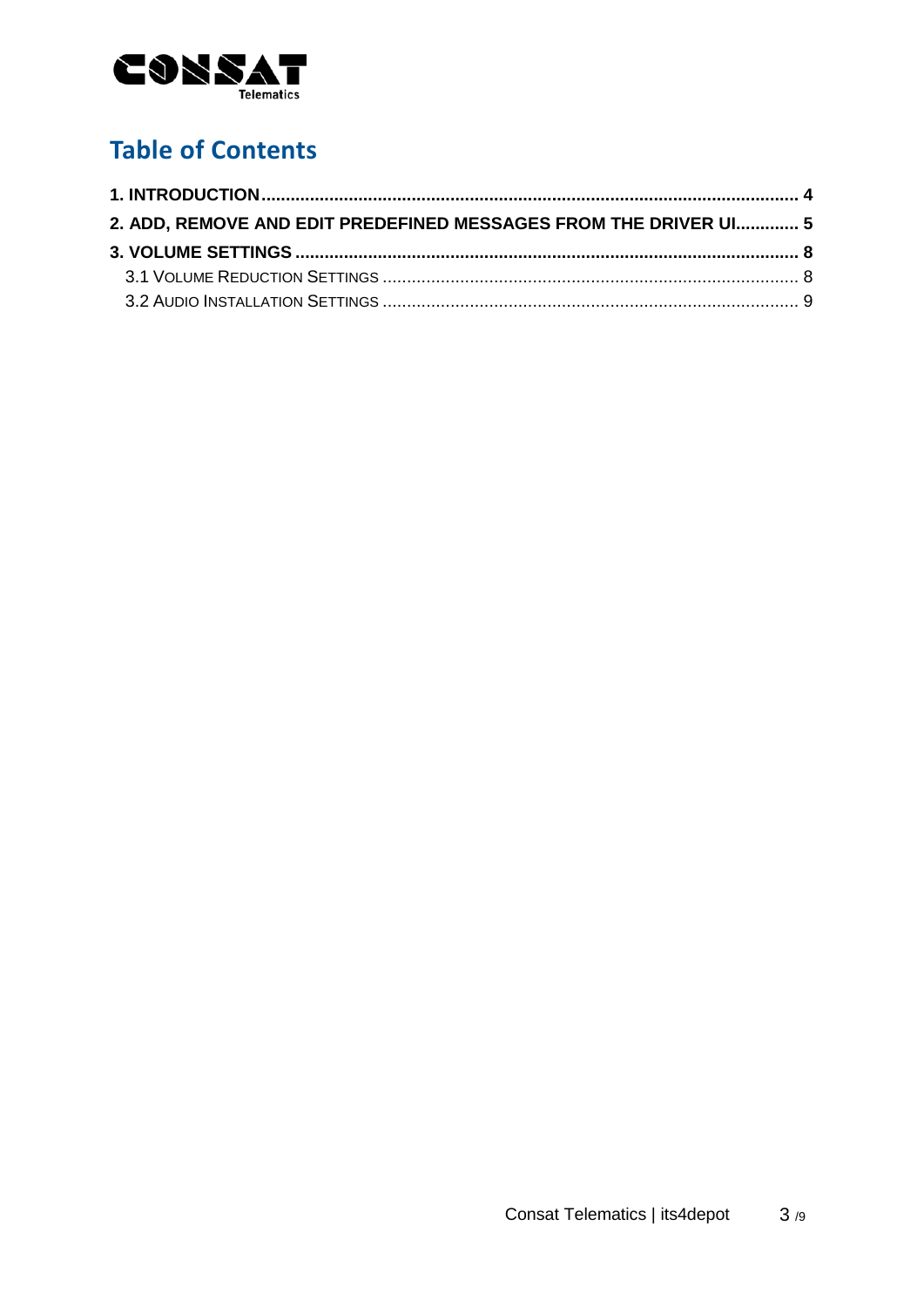# Table of Contents

**1. INTRODUCTION** ........ **4**

**2. ADD, REMOVE AND EDIT PREDEFINED MESSAGES FROM THE DRIVER UI** ........ **5**

**3. VOLUME SETTINGS** ........ **8**

- 3.1 VOLUME REDUCTION SETTINGS ........ 8
- 3.2 AUDIO INSTALLATION SETTINGS ........ 9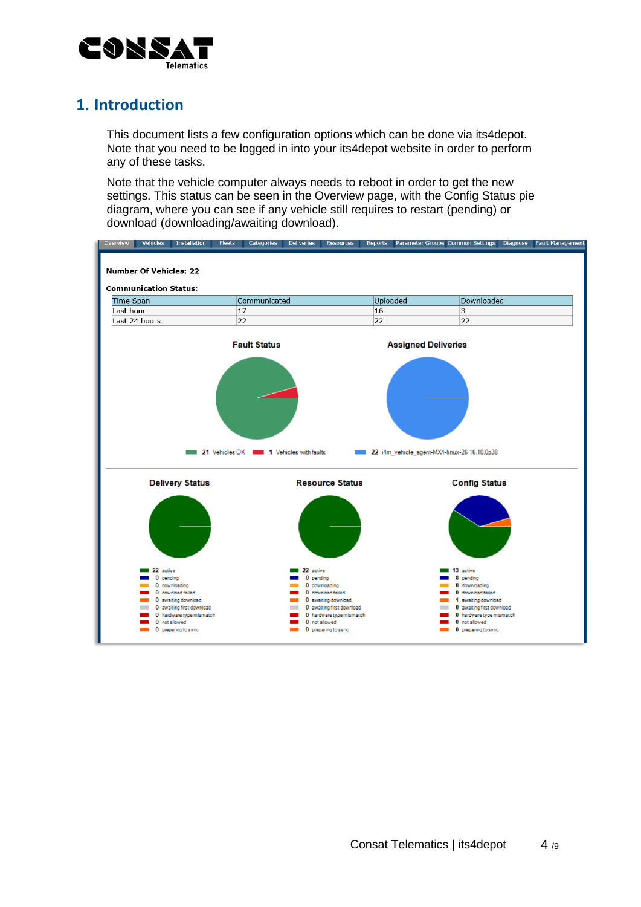# 1. Introduction

This document lists a few configuration options which can be done via its4depot. Note that you need to be logged in into your its4depot website in order to perform any of these tasks.

Note that the vehicle computer always needs to reboot in order to get the new settings. This status can be seen in the Overview page, with the Config Status pie diagram, where you can see if any vehicle still requires to restart (pending) or download (downloading/awaiting download).

Overview | Vehicles | Installation | Fleets | Categories | Deliveries | Resources | Reports | Parameter Groups | Common Settings | Diagnose | Fault Management

**Number Of Vehicles: 22**

**Communication Status:**

| Time Span | Communicated | Uploaded | Downloaded |
| --- | --- | --- | --- |
| Last hour | 17 | 16 | 3 |
| Last 24 hours | 22 | 22 | 22 |

**Fault Status**

21 Vehicles OK
1 Vehicles with faults

**Assigned Deliveries**

22 i4m_vehicle_agent-MX4-linux-26 16.10.0p38

**Delivery Status**

22 active
0 pending
0 downloading
0 download failed
0 awaiting download
0 awaiting first download
0 hardware type mismatch
0 not allowed
0 preparing to sync

**Resource Status**

22 active
0 pending
0 downloading
0 download failed
0 awaiting download
0 awaiting first download
0 hardware type mismatch
0 not allowed
0 preparing to sync

**Config Status**

13 active
8 pending
0 downloading
0 download failed
1 awaiting download
0 awaiting first download
0 hardware type mismatch
0 not allowed
0 preparing to sync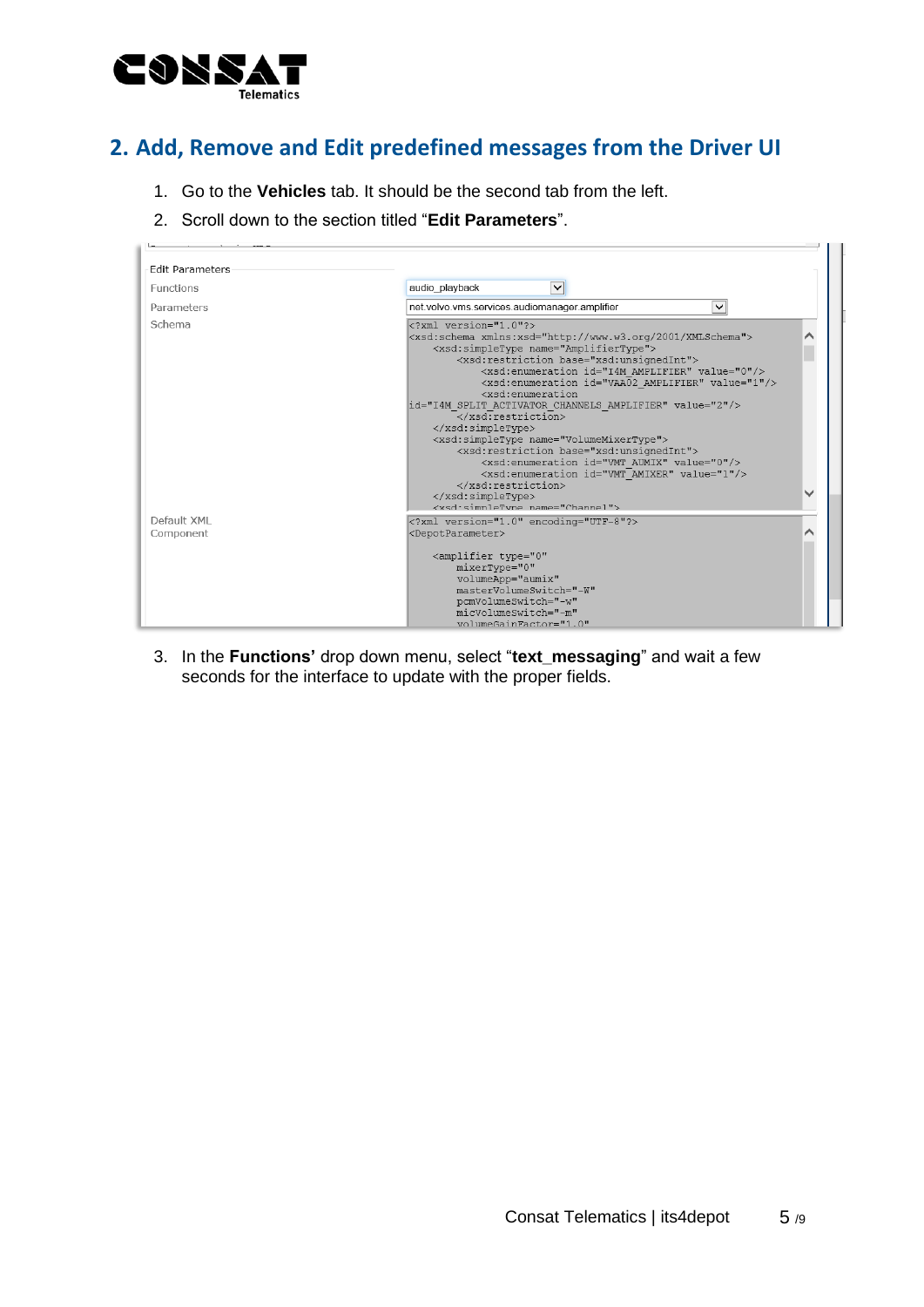## 2. Add, Remove and Edit predefined messages from the Driver UI

1. Go to the **Vehicles** tab. It should be the second tab from the left.
2. Scroll down to the section titled "**Edit Parameters**".

Edit Parameters

Functions: audio_playback

Parameters: net.volvo.vms.services.audiomanager.amplifier

Schema

```
<?xml version="1.0"?>
<xsd:schema xmlns:xsd="http://www.w3.org/2001/XMLSchema">
    <xsd:simpleType name="AmplifierType">
        <xsd:restriction base="xsd:unsignedInt">
            <xsd:enumeration id="I4M_AMPLIFIER" value="0"/>
            <xsd:enumeration id="VAA02_AMPLIFIER" value="1"/>
            <xsd:enumeration
id="I4M_SPLIT_ACTIVATOR_CHANNELS_AMPLIFIER" value="2"/>
        </xsd:restriction>
    </xsd:simpleType>
    <xsd:simpleType name="VolumeMixerType">
        <xsd:restriction base="xsd:unsignedInt">
            <xsd:enumeration id="VMT_AUMIX" value="0"/>
            <xsd:enumeration id="VMT_AMIXER" value="1"/>
        </xsd:restriction>
    </xsd:simpleType>
    <xsd:simpleType name="Channel">
```

Default XML Component

```
<?xml version="1.0" encoding="UTF-8"?>
<DepotParameter>

    <amplifier type="0"
        mixerType="0"
        volumeApp="aumix"
        masterVolumeSwitch="-W"
        pcmVolumeSwitch="-w"
        micVolumeSwitch="-m"
        volumeGainFactor="1.0"
```

3. In the **Functions'** drop down menu, select "**text_messaging**" and wait a few seconds for the interface to update with the proper fields.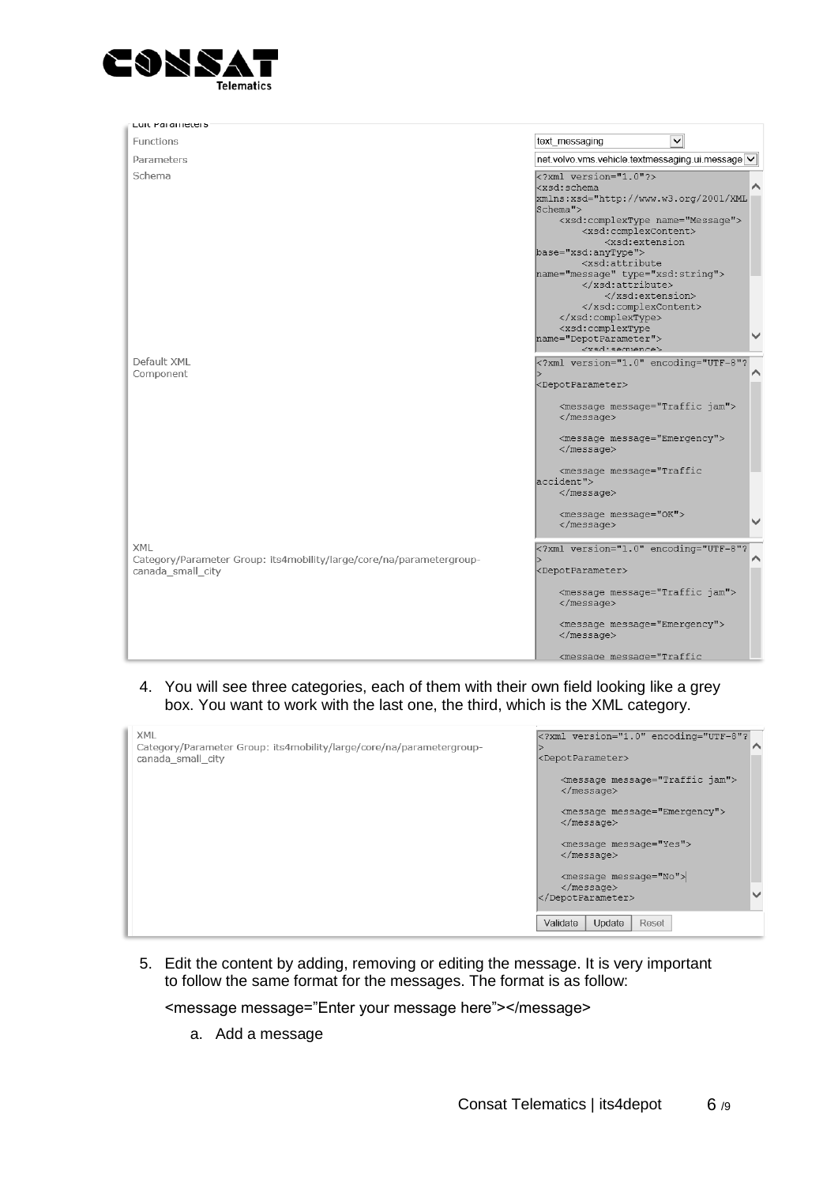Edit Parameters

| | |
|---|---|
| Functions | text_messaging |
| Parameters | net.volvo.vms.vehicle.textmessaging.ui.message |
| Schema | (see below) |
| Default XML Component | (see below) |
| XML Category/Parameter Group: its4mobility/large/core/na/parametergroup-canada_small_city | (see below) |

Schema:

```
<?xml version="1.0"?>
<xsd:schema
xmlns:xsd="http://www.w3.org/2001/XMLSchema">
    <xsd:complexType name="Message">
        <xsd:complexContent>
            <xsd:extension
base="xsd:anyType">
        <xsd:attribute
name="message" type="xsd:string">
        </xsd:attribute>
            </xsd:extension>
        </xsd:complexContent>
    </xsd:complexType>
    <xsd:complexType
name="DepotParameter">
        <xsd:sequence>
```

Default XML Component:

```
<?xml version="1.0" encoding="UTF-8"?
>
<DepotParameter>

    <message message="Traffic jam">
    </message>

    <message message="Emergency">
    </message>

    <message message="Traffic
accident">
    </message>

    <message message="OK">
    </message>
```

XML Category/Parameter Group: its4mobility/large/core/na/parametergroup-canada_small_city:

```
<?xml version="1.0" encoding="UTF-8"?
>
<DepotParameter>

    <message message="Traffic jam">
    </message>

    <message message="Emergency">
    </message>

    <message message="Traffic
```

4. You will see three categories, each of them with their own field looking like a grey box. You want to work with the last one, the third, which is the XML category.

XML Category/Parameter Group: its4mobility/large/core/na/parametergroup-canada_small_city

```
<?xml version="1.0" encoding="UTF-8"?
>
<DepotParameter>

    <message message="Traffic jam">
    </message>

    <message message="Emergency">
    </message>

    <message message="Yes">
    </message>

    <message message="No">
    </message>
</DepotParameter>
```

Validate | Update | Reset

5. Edit the content by adding, removing or editing the message. It is very important to follow the same format for the messages. The format is as follow:

   <message message="Enter your message here"></message>

   a. Add a message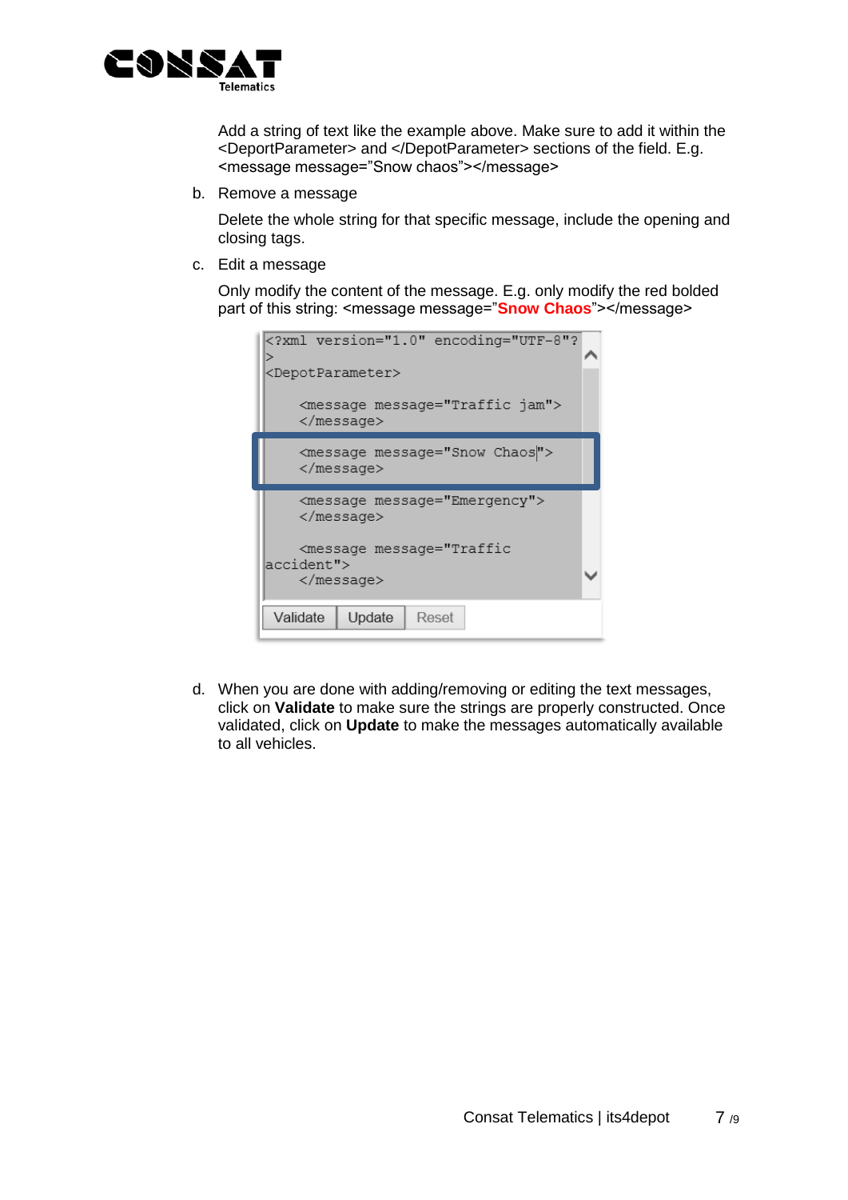Add a string of text like the example above. Make sure to add it within the <DeportParameter> and </DepotParameter> sections of the field. E.g. <message message="Snow chaos"></message>

b. Remove a message

   Delete the whole string for that specific message, include the opening and closing tags.

c. Edit a message

   Only modify the content of the message. E.g. only modify the red bolded part of this string: <message message="**Snow Chaos**"></message>

```
<?xml version="1.0" encoding="UTF-8"?
>
<DepotParameter>

    <message message="Traffic jam">
    </message>

    <message message="Snow Chaos">
    </message>

    <message message="Emergency">
    </message>

    <message message="Traffic
accident">
    </message>
```

Validate | Update | Reset

d. When you are done with adding/removing or editing the text messages, click on **Validate** to make sure the strings are properly constructed. Once validated, click on **Update** to make the messages automatically available to all vehicles.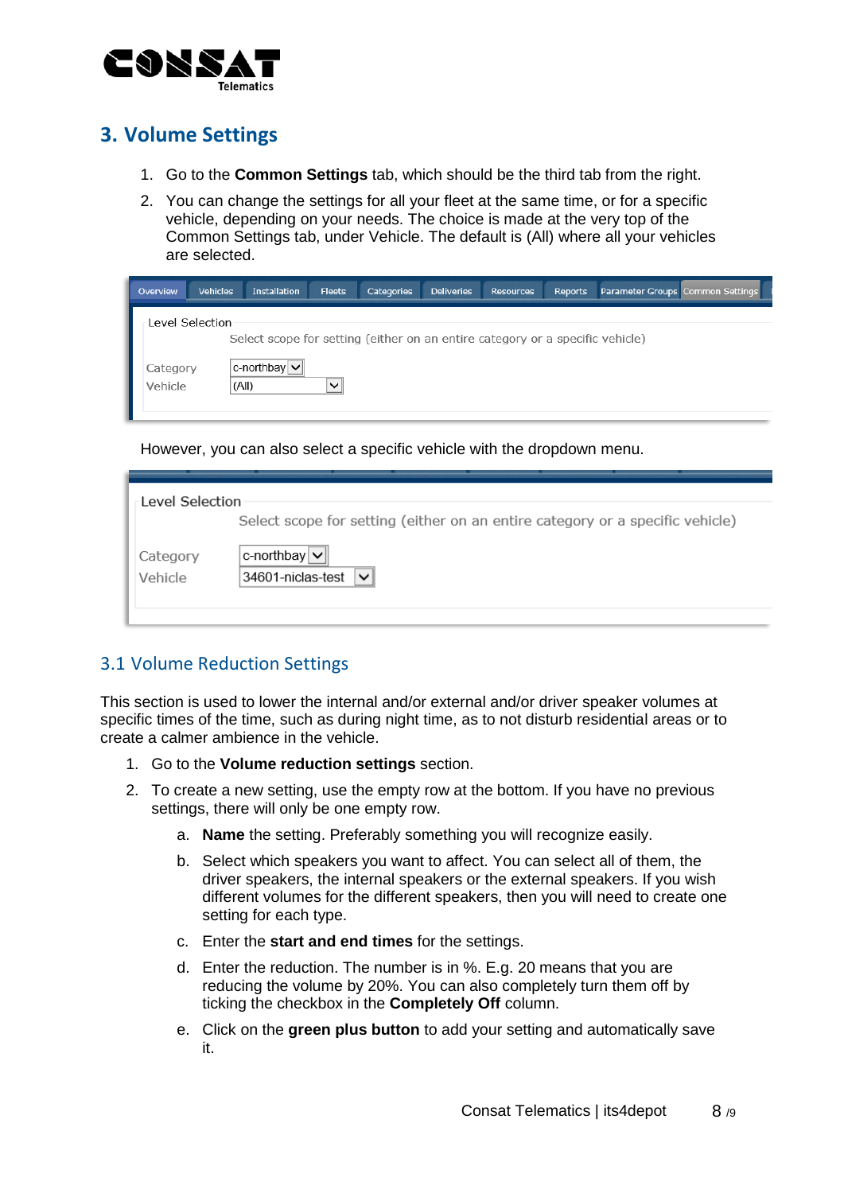## 3. Volume Settings

1. Go to the **Common Settings** tab, which should be the third tab from the right.
2. You can change the settings for all your fleet at the same time, or for a specific vehicle, depending on your needs. The choice is made at the very top of the Common Settings tab, under Vehicle. The default is (All) where all your vehicles are selected.

However, you can also select a specific vehicle with the dropdown menu.

### 3.1 Volume Reduction Settings

This section is used to lower the internal and/or external and/or driver speaker volumes at specific times of the time, such as during night time, as to not disturb residential areas or to create a calmer ambience in the vehicle.

1. Go to the **Volume reduction settings** section.
2. To create a new setting, use the empty row at the bottom. If you have no previous settings, there will only be one empty row.
   a. **Name** the setting. Preferably something you will recognize easily.
   b. Select which speakers you want to affect. You can select all of them, the driver speakers, the internal speakers or the external speakers. If you wish different volumes for the different speakers, then you will need to create one setting for each type.
   c. Enter the **start and end times** for the settings.
   d. Enter the reduction. The number is in %. E.g. 20 means that you are reducing the volume by 20%. You can also completely turn them off by ticking the checkbox in the **Completely Off** column.
   e. Click on the **green plus button** to add your setting and automatically save it.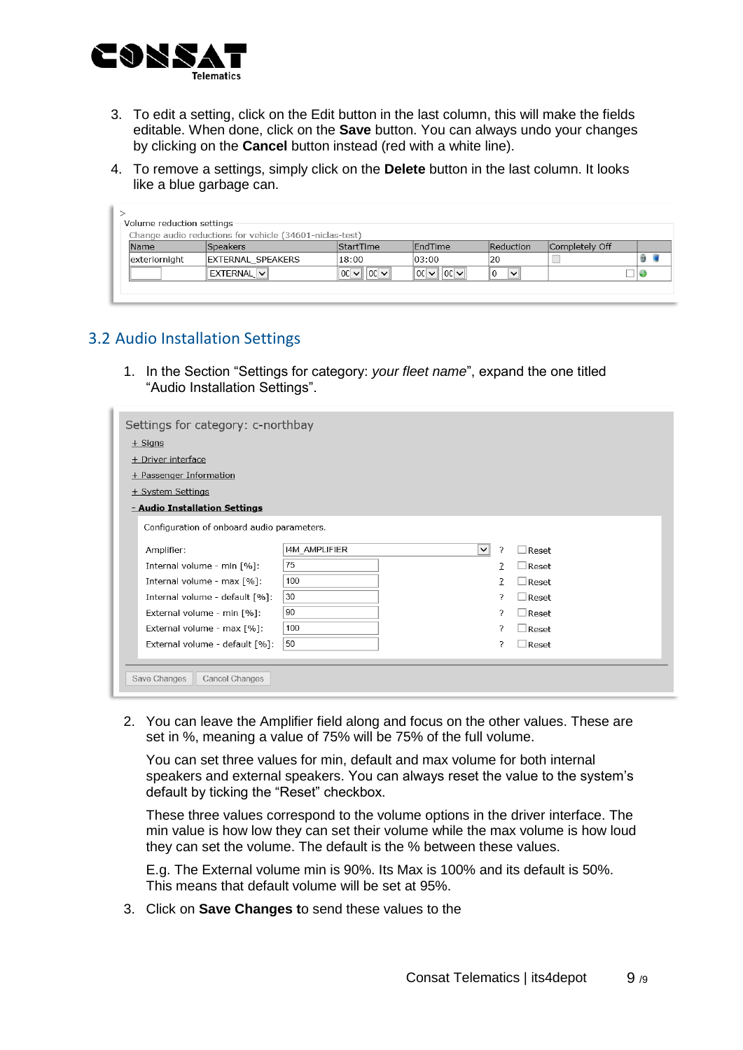3. To edit a setting, click on the Edit button in the last column, this will make the fields editable. When done, click on the **Save** button. You can always undo your changes by clicking on the **Cancel** button instead (red with a white line).
4. To remove a settings, simply click on the **Delete** button in the last column. It looks like a blue garbage can.

Volume reduction settings

Change audio reductions for vehicle (34601-niclas-test)

| Name | Speakers | StartTime | EndTime | Reduction | Completely Off | |
|---|---|---|---|---|---|---|
| exteriornight | EXTERNAL_SPEAKERS | 18:00 | 03:00 | 20 | | |
| | EXTERNAL_ | 00 00 | 00 00 | 0 | | |

## 3.2 Audio Installation Settings

1. In the Section "Settings for category: *your fleet name*", expand the one titled "Audio Installation Settings".

Settings for category: c-northbay

+ Signs
+ Driver interface
+ Passenger Information
+ System Settings
- **Audio Installation Settings**

Configuration of onboard audio parameters.

| | | | |
|---|---|---|---|
| Amplifier: | I4M_AMPLIFIER | ? | Reset |
| Internal volume - min [%]: | 75 | ? | Reset |
| Internal volume - max [%]: | 100 | ? | Reset |
| Internal volume - default [%]: | 30 | ? | Reset |
| External volume - min [%]: | 90 | ? | Reset |
| External volume - max [%]: | 100 | ? | Reset |
| External volume - default [%]: | 50 | ? | Reset |

Save Changes | Cancel Changes

2. You can leave the Amplifier field along and focus on the other values. These are set in %, meaning a value of 75% will be 75% of the full volume.

   You can set three values for min, default and max volume for both internal speakers and external speakers. You can always reset the value to the system's default by ticking the "Reset" checkbox.

   These three values correspond to the volume options in the driver interface. The min value is how low they can set their volume while the max volume is how loud they can set the volume. The default is the % between these values.

   E.g. The External volume min is 90%. Its Max is 100% and its default is 50%. This means that default volume will be set at 95%.

3. Click on **Save Changes t**o send these values to the